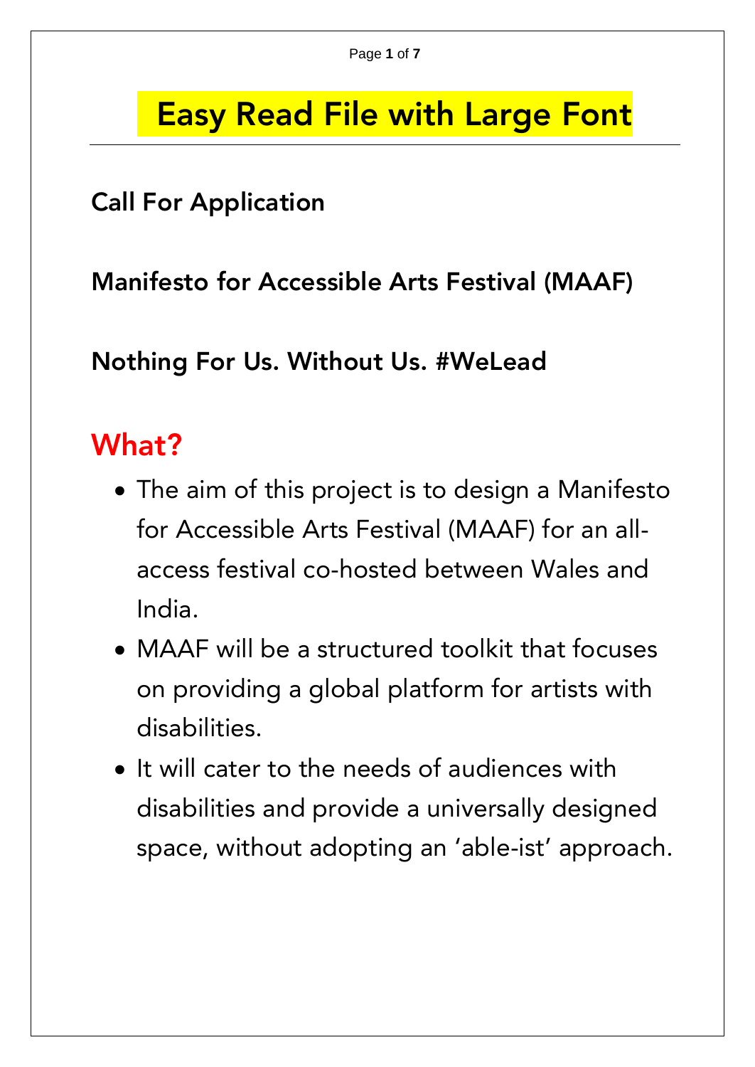# Easy Read File with Large Font

**Call For Application**

**Manifesto for Accessible Arts Festival (MAAF)**

**Nothing For Us. Without Us. #WeLead**

## What?

- The aim of this project is to design a Manifesto for Accessible Arts Festival (MAAF) for an all-access festival co-hosted between Wales and India.
- MAAF will be a structured toolkit that focuses on providing a global platform for artists with disabilities.
- It will cater to the needs of audiences with disabilities and provide a universally designed space, without adopting an 'able-ist' approach.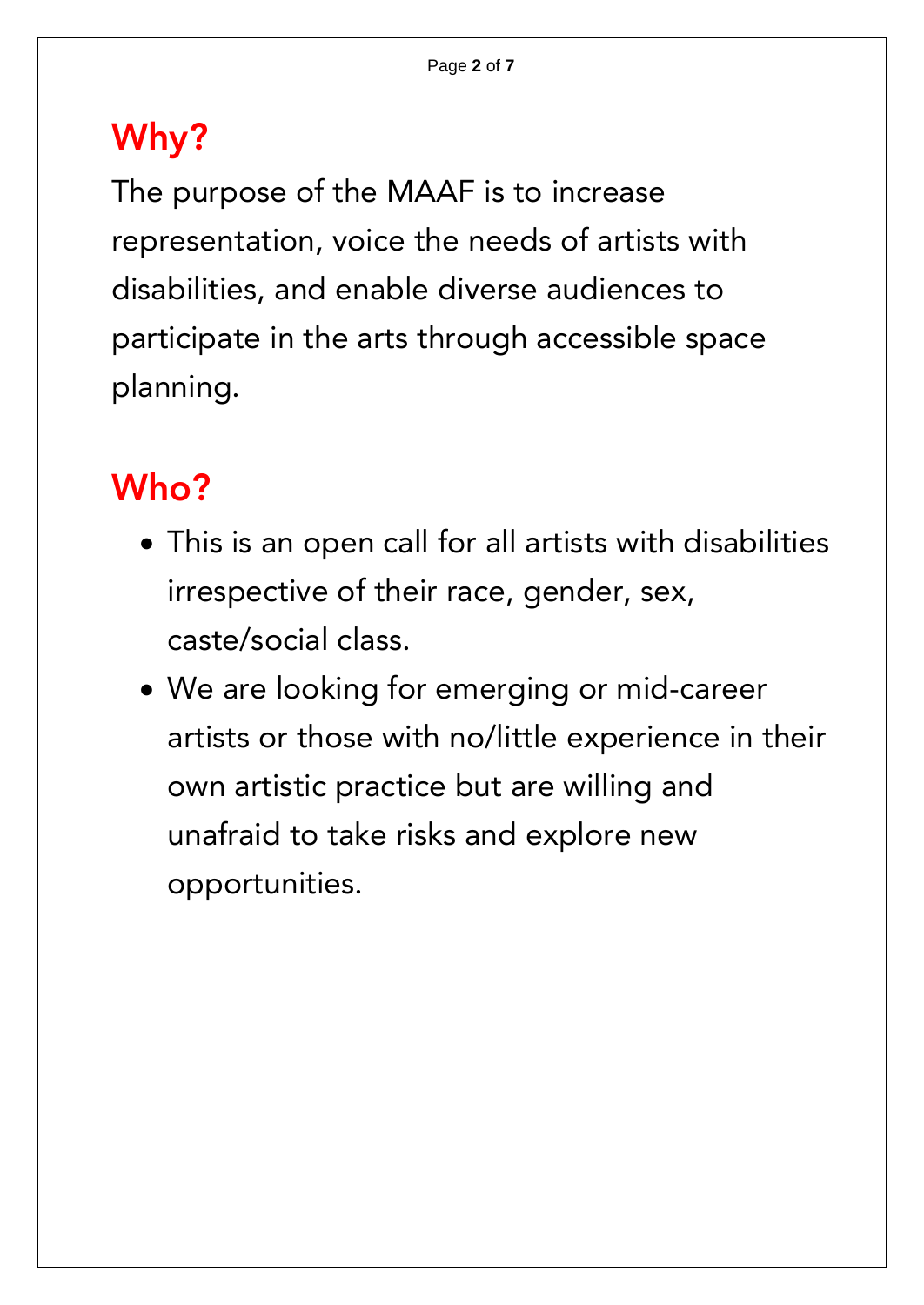## Why?

The purpose of the MAAF is to increase representation, voice the needs of artists with disabilities, and enable diverse audiences to participate in the arts through accessible space planning.

## Who?

- This is an open call for all artists with disabilities irrespective of their race, gender, sex, caste/social class.
- We are looking for emerging or mid-career artists or those with no/little experience in their own artistic practice but are willing and unafraid to take risks and explore new opportunities.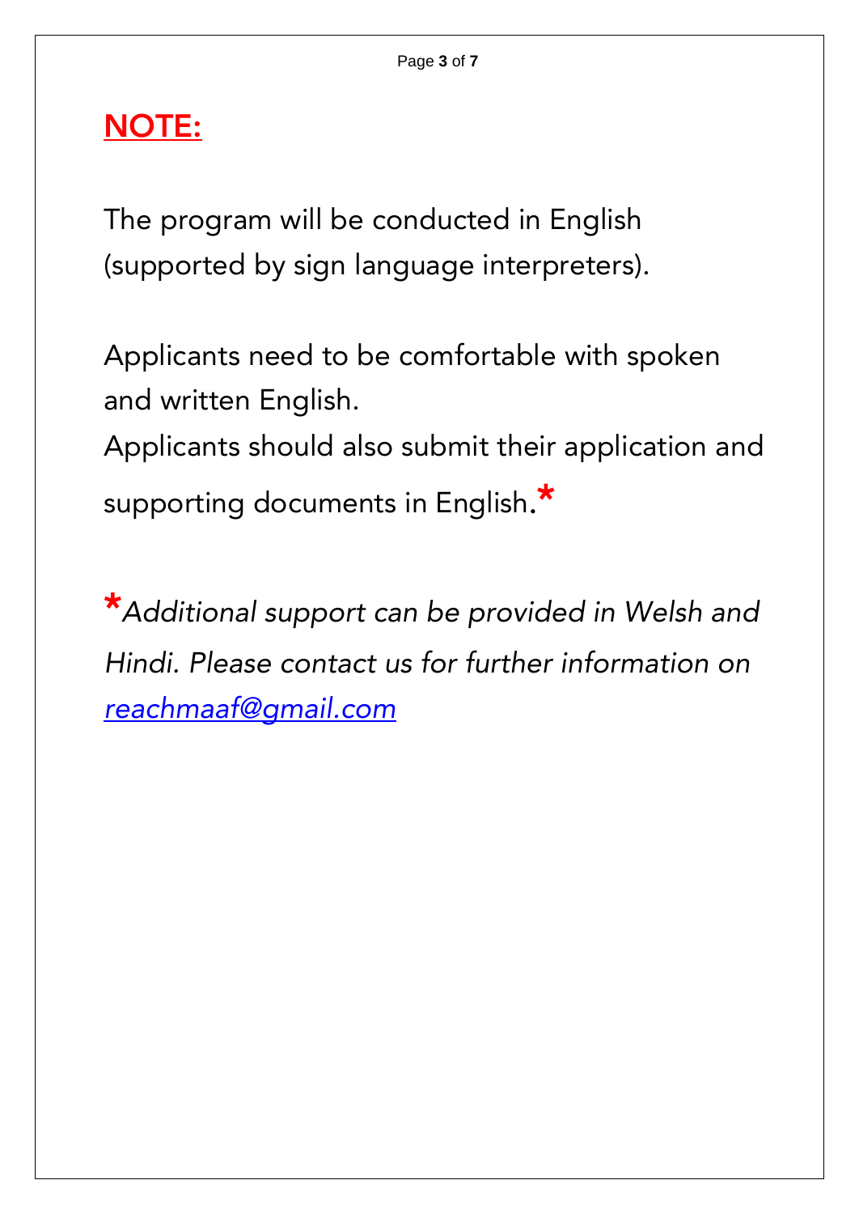## NOTE:

The program will be conducted in English (supported by sign language interpreters).

Applicants need to be comfortable with spoken and written English.
Applicants should also submit their application and supporting documents in English.*

**\***_Additional support can be provided in Welsh and Hindi. Please contact us for further information on reachmaaf@gmail.com_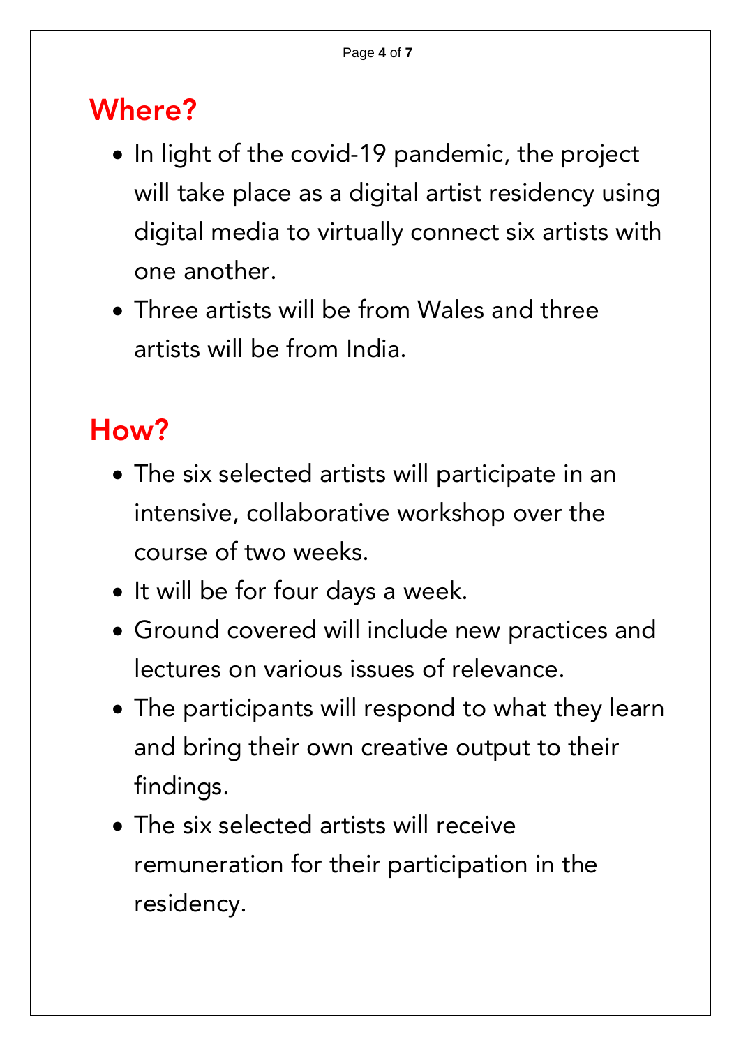## Where?

- In light of the covid-19 pandemic, the project will take place as a digital artist residency using digital media to virtually connect six artists with one another.
- Three artists will be from Wales and three artists will be from India.

## How?

- The six selected artists will participate in an intensive, collaborative workshop over the course of two weeks.
- It will be for four days a week.
- Ground covered will include new practices and lectures on various issues of relevance.
- The participants will respond to what they learn and bring their own creative output to their findings.
- The six selected artists will receive remuneration for their participation in the residency.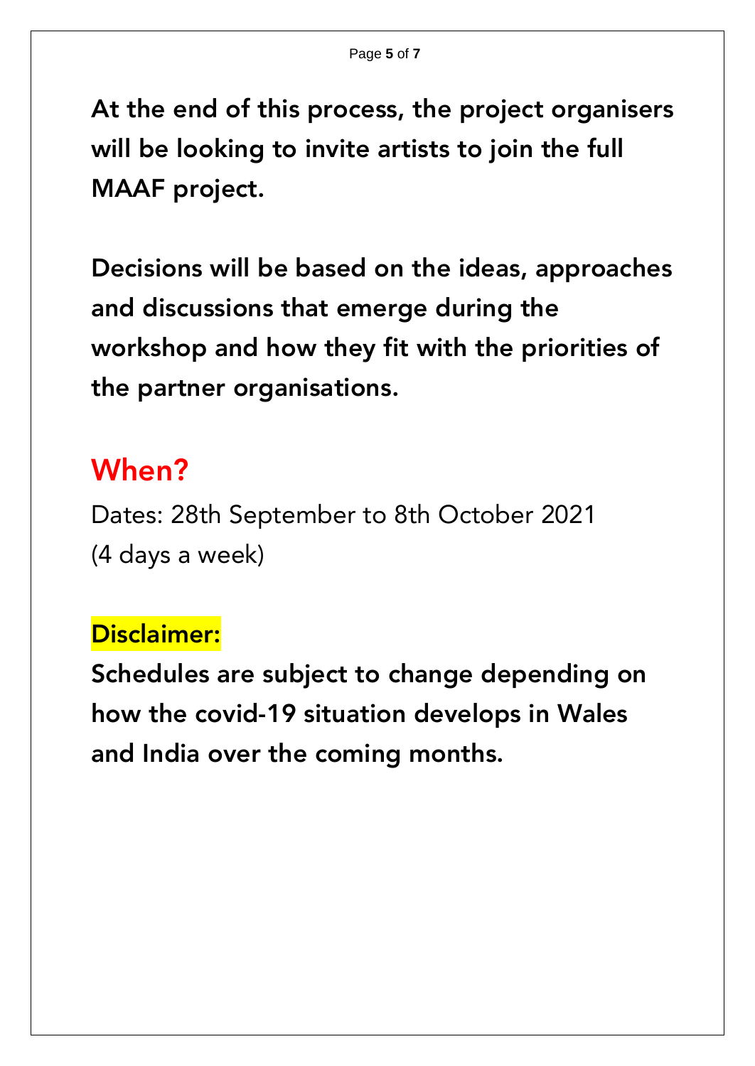**At the end of this process, the project organisers will be looking to invite artists to join the full MAAF project.**

**Decisions will be based on the ideas, approaches and discussions that emerge during the workshop and how they fit with the priorities of the partner organisations.**

## When?

Dates: 28th September to 8th October 2021
(4 days a week)

### Disclaimer:

**Schedules are subject to change depending on how the covid-19 situation develops in Wales and India over the coming months.**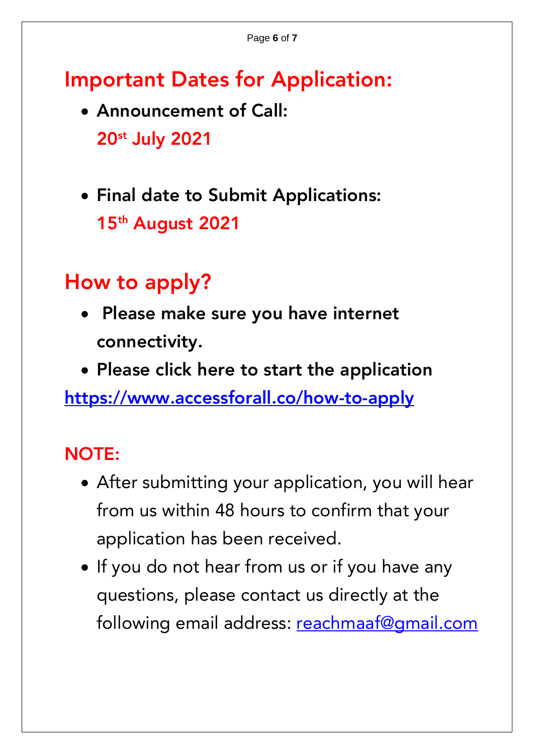## Important Dates for Application:

- **Announcement of Call:**
  **20st July 2021**

- **Final date to Submit Applications:**
  **15th August 2021**

## How to apply?

- **Please make sure you have internet connectivity.**
- **Please click here to start the application**

**https://www.accessforall.co/how-to-apply**

### NOTE:

- After submitting your application, you will hear from us within 48 hours to confirm that your application has been received.
- If you do not hear from us or if you have any questions, please contact us directly at the following email address: reachmaaf@gmail.com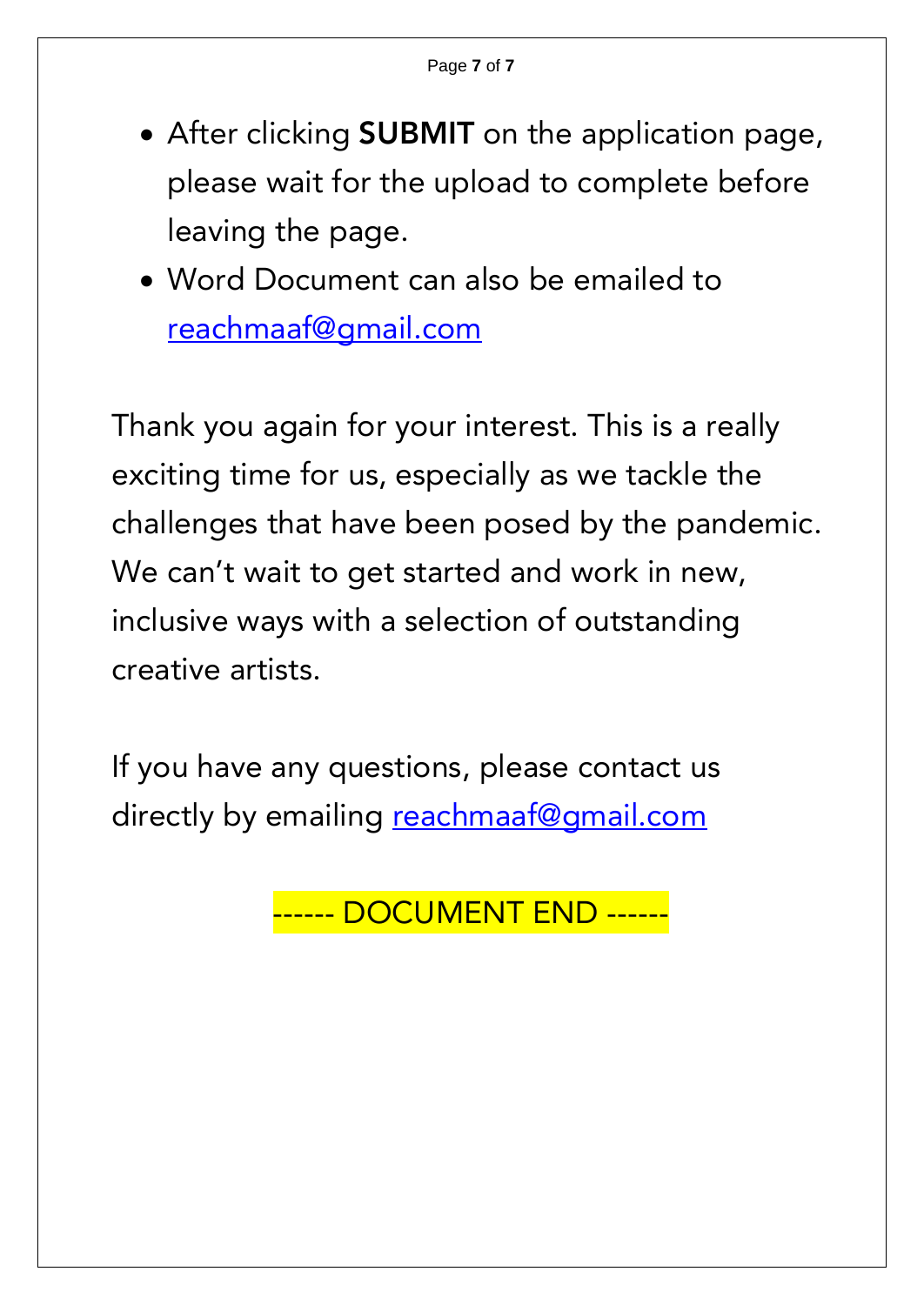- After clicking **SUBMIT** on the application page, please wait for the upload to complete before leaving the page.
- Word Document can also be emailed to reachmaaf@gmail.com

Thank you again for your interest. This is a really exciting time for us, especially as we tackle the challenges that have been posed by the pandemic. We can't wait to get started and work in new, inclusive ways with a selection of outstanding creative artists.

If you have any questions, please contact us directly by emailing reachmaaf@gmail.com

------ DOCUMENT END ------